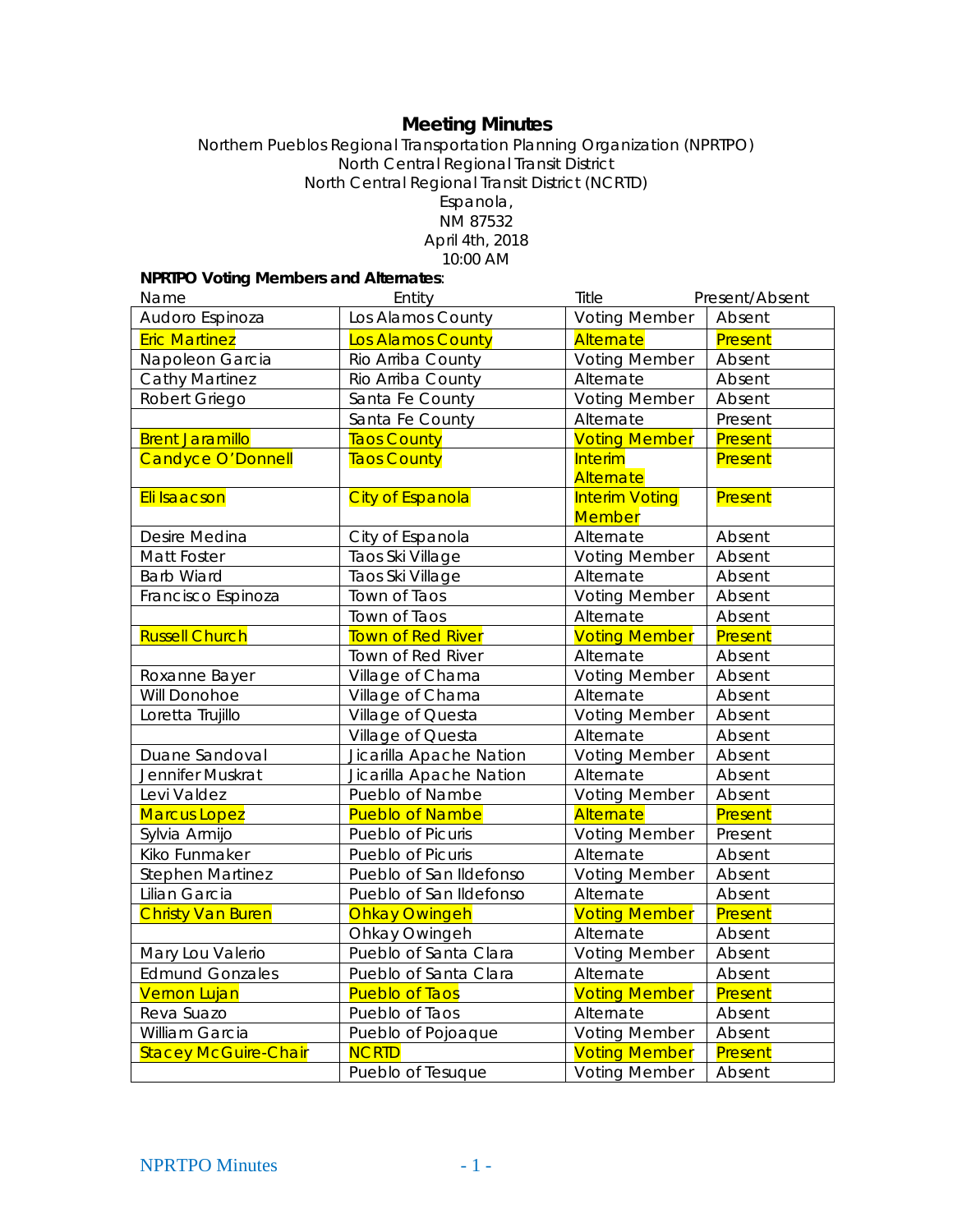# Meeting Minutes

Northern Pueblos Regional Transportation Planning Organization (NPRTPO)
North Central Regional Transit District
North Central Regional Transit District (NCRTD)
Espanola,
NM 87532
April 4th, 2018
10:00 AM

**NPRTPO Voting Members and Alternates**:

| Name | Entity | Title | Present/Absent |
|---|---|---|---|
| Audoro Espinoza | Los Alamos County | Voting Member | Absent |
| Eric Martinez | Los Alamos County | Alternate | Present |
| Napoleon Garcia | Rio Arriba County | Voting Member | Absent |
| Cathy Martinez | Rio Arriba County | Alternate | Absent |
| Robert Griego | Santa Fe County | Voting Member | Absent |
| | Santa Fe County | Alternate | Present |
| Brent Jaramillo | Taos County | Voting Member | Present |
| Candyce O'Donnell | Taos County | Interim Alternate | Present |
| Eli Isaacson | City of Espanola | Interim Voting Member | Present |
| Desire Medina | City of Espanola | Alternate | Absent |
| Matt Foster | Taos Ski Village | Voting Member | Absent |
| Barb Wiard | Taos Ski Village | Alternate | Absent |
| Francisco Espinoza | Town of Taos | Voting Member | Absent |
| | Town of Taos | Alternate | Absent |
| Russell Church | Town of Red River | Voting Member | Present |
| | Town of Red River | Alternate | Absent |
| Roxanne Bayer | Village of Chama | Voting Member | Absent |
| Will Donohoe | Village of Chama | Alternate | Absent |
| Loretta Trujillo | Village of Questa | Voting Member | Absent |
| | Village of Questa | Alternate | Absent |
| Duane Sandoval | Jicarilla Apache Nation | Voting Member | Absent |
| Jennifer Muskrat | Jicarilla Apache Nation | Alternate | Absent |
| Levi Valdez | Pueblo of Nambe | Voting Member | Absent |
| Marcus Lopez | Pueblo of Nambe | Alternate | Present |
| Sylvia Armijo | Pueblo of Picuris | Voting Member | Present |
| Kiko Funmaker | Pueblo of Picuris | Alternate | Absent |
| Stephen Martinez | Pueblo of San Ildefonso | Voting Member | Absent |
| Lilian Garcia | Pueblo of San Ildefonso | Alternate | Absent |
| Christy Van Buren | Ohkay Owingeh | Voting Member | Present |
| | Ohkay Owingeh | Alternate | Absent |
| Mary Lou Valerio | Pueblo of Santa Clara | Voting Member | Absent |
| Edmund Gonzales | Pueblo of Santa Clara | Alternate | Absent |
| Vernon Lujan | Pueblo of Taos | Voting Member | Present |
| Reva Suazo | Pueblo of Taos | Alternate | Absent |
| William Garcia | Pueblo of Pojoaque | Voting Member | Absent |
| Stacey McGuire-Chair | NCRTD | Voting Member | Present |
| | Pueblo of Tesuque | Voting Member | Absent |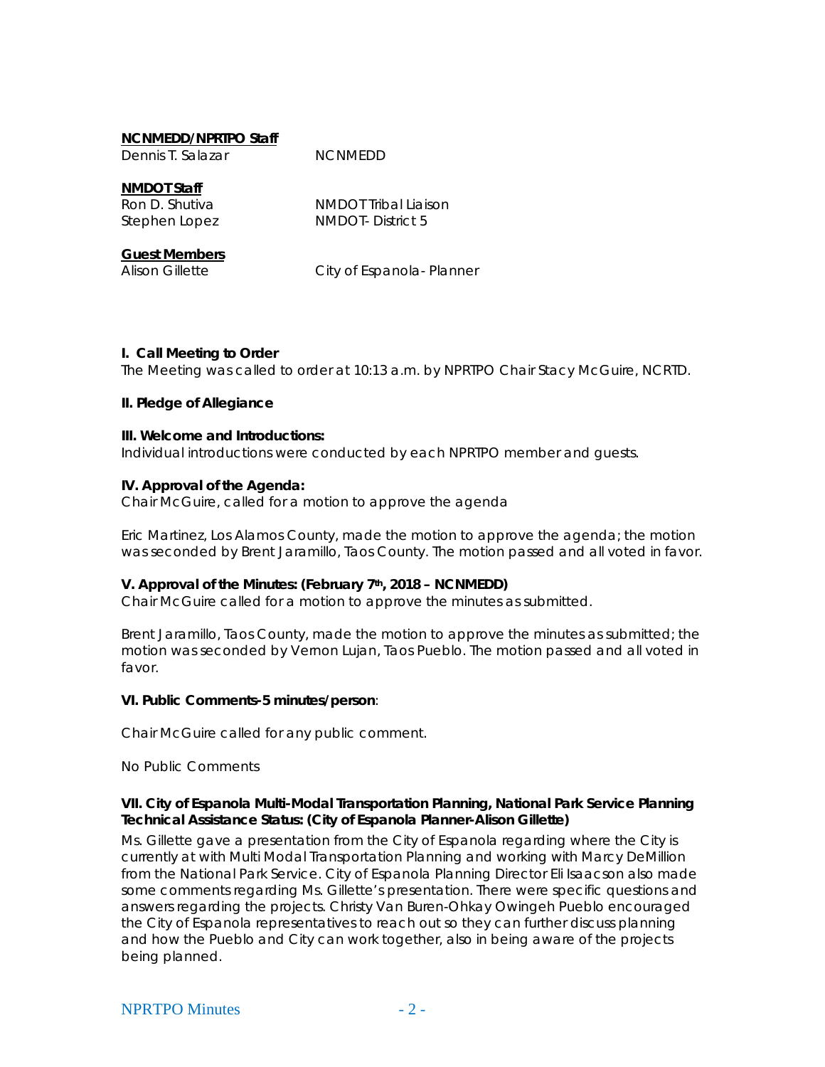**NCNMEDD/NPRTPO Staff**

Dennis T. Salazar NCNMEDD

**NMDOT Staff**

Ron D. Shutiva NMDOT Tribal Liaison
Stephen Lopez NMDOT- District 5

**Guest Members**

Alison Gillette City of Espanola- Planner

**I. Call Meeting to Order**

The Meeting was called to order at 10:13 a.m. by NPRTPO Chair Stacy McGuire, NCRTD.

**II. Pledge of Allegiance**

**III. Welcome and Introductions:**

Individual introductions were conducted by each NPRTPO member and guests.

**IV. Approval of the Agenda:**

Chair McGuire, called for a motion to approve the agenda

Eric Martinez, Los Alamos County, made the motion to approve the agenda; the motion was seconded by Brent Jaramillo, Taos County. The motion passed and all voted in favor.

**V. Approval of the Minutes: (February 7th, 2018 – NCNMEDD)**

Chair McGuire called for a motion to approve the minutes as submitted.

Brent Jaramillo, Taos County, made the motion to approve the minutes as submitted; the motion was seconded by Vernon Lujan, Taos Pueblo. The motion passed and all voted in favor.

**VI. Public Comments-5 minutes/person**:

Chair McGuire called for any public comment.

No Public Comments

**VII. City of Espanola Multi-Modal Transportation Planning, National Park Service Planning Technical Assistance Status: (City of Espanola Planner-Alison Gillette)**

Ms. Gillette gave a presentation from the City of Espanola regarding where the City is currently at with Multi Modal Transportation Planning and working with Marcy DeMillion from the National Park Service. City of Espanola Planning Director Eli Isaacson also made some comments regarding Ms. Gillette's presentation. There were specific questions and answers regarding the projects. Christy Van Buren-Ohkay Owingeh Pueblo encouraged the City of Espanola representatives to reach out so they can further discuss planning and how the Pueblo and City can work together, also in being aware of the projects being planned.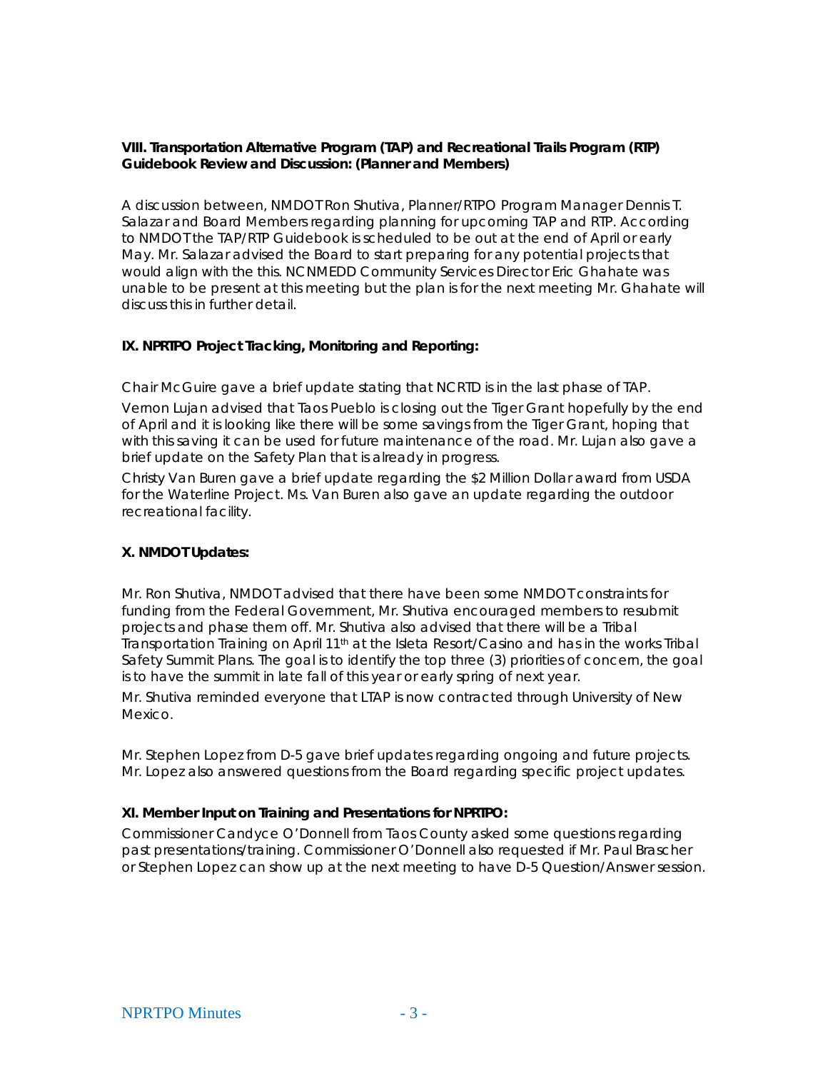**VIII. Transportation Alternative Program (TAP) and Recreational Trails Program (RTP) Guidebook Review and Discussion: (Planner and Members)**

A discussion between, NMDOT Ron Shutiva, Planner/RTPO Program Manager Dennis T. Salazar and Board Members regarding planning for upcoming TAP and RTP. According to NMDOT the TAP/RTP Guidebook is scheduled to be out at the end of April or early May. Mr. Salazar advised the Board to start preparing for any potential projects that would align with the this. NCNMEDD Community Services Director Eric Ghahate was unable to be present at this meeting but the plan is for the next meeting Mr. Ghahate will discuss this in further detail.

**IX. NPRTPO Project Tracking, Monitoring and Reporting:**

Chair McGuire gave a brief update stating that NCRTD is in the last phase of TAP.

Vernon Lujan advised that Taos Pueblo is closing out the Tiger Grant hopefully by the end of April and it is looking like there will be some savings from the Tiger Grant, hoping that with this saving it can be used for future maintenance of the road. Mr. Lujan also gave a brief update on the Safety Plan that is already in progress.

Christy Van Buren gave a brief update regarding the $2 Million Dollar award from USDA for the Waterline Project. Ms. Van Buren also gave an update regarding the outdoor recreational facility.

**X. NMDOT Updates:**

Mr. Ron Shutiva, NMDOT advised that there have been some NMDOT constraints for funding from the Federal Government, Mr. Shutiva encouraged members to resubmit projects and phase them off. Mr. Shutiva also advised that there will be a Tribal Transportation Training on April 11th at the Isleta Resort/Casino and has in the works Tribal Safety Summit Plans. The goal is to identify the top three (3) priorities of concern, the goal is to have the summit in late fall of this year or early spring of next year.

Mr. Shutiva reminded everyone that LTAP is now contracted through University of New Mexico.

Mr. Stephen Lopez from D-5 gave brief updates regarding ongoing and future projects. Mr. Lopez also answered questions from the Board regarding specific project updates.

**XI. Member Input on Training and Presentations for NPRTPO:**

Commissioner Candyce O'Donnell from Taos County asked some questions regarding past presentations/training. Commissioner O'Donnell also requested if Mr. Paul Brascher or Stephen Lopez can show up at the next meeting to have D-5 Question/Answer session.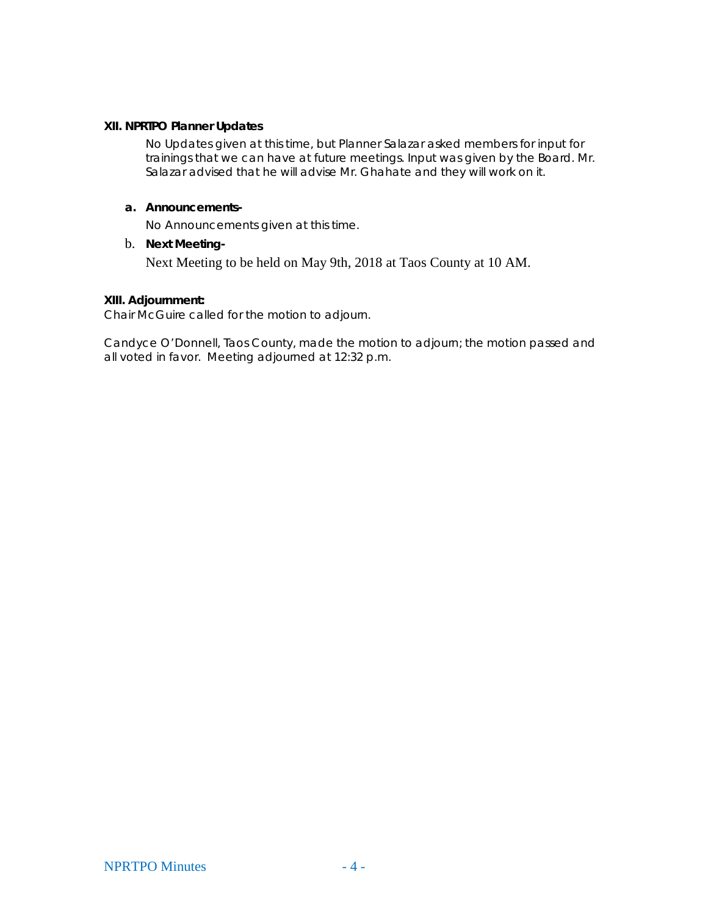**XII. NPRTPO Planner Updates**

No Updates given at this time, but Planner Salazar asked members for input for trainings that we can have at future meetings. Input was given by the Board. Mr. Salazar advised that he will advise Mr. Ghahate and they will work on it.

**a. Announcements-**

No Announcements given at this time.

b. **Next Meeting-**

Next Meeting to be held on May 9th, 2018 at Taos County at 10 AM.

**XIII. Adjournment:**

Chair McGuire called for the motion to adjourn.

Candyce O'Donnell, Taos County, made the motion to adjourn; the motion passed and all voted in favor. Meeting adjourned at 12:32 p.m.